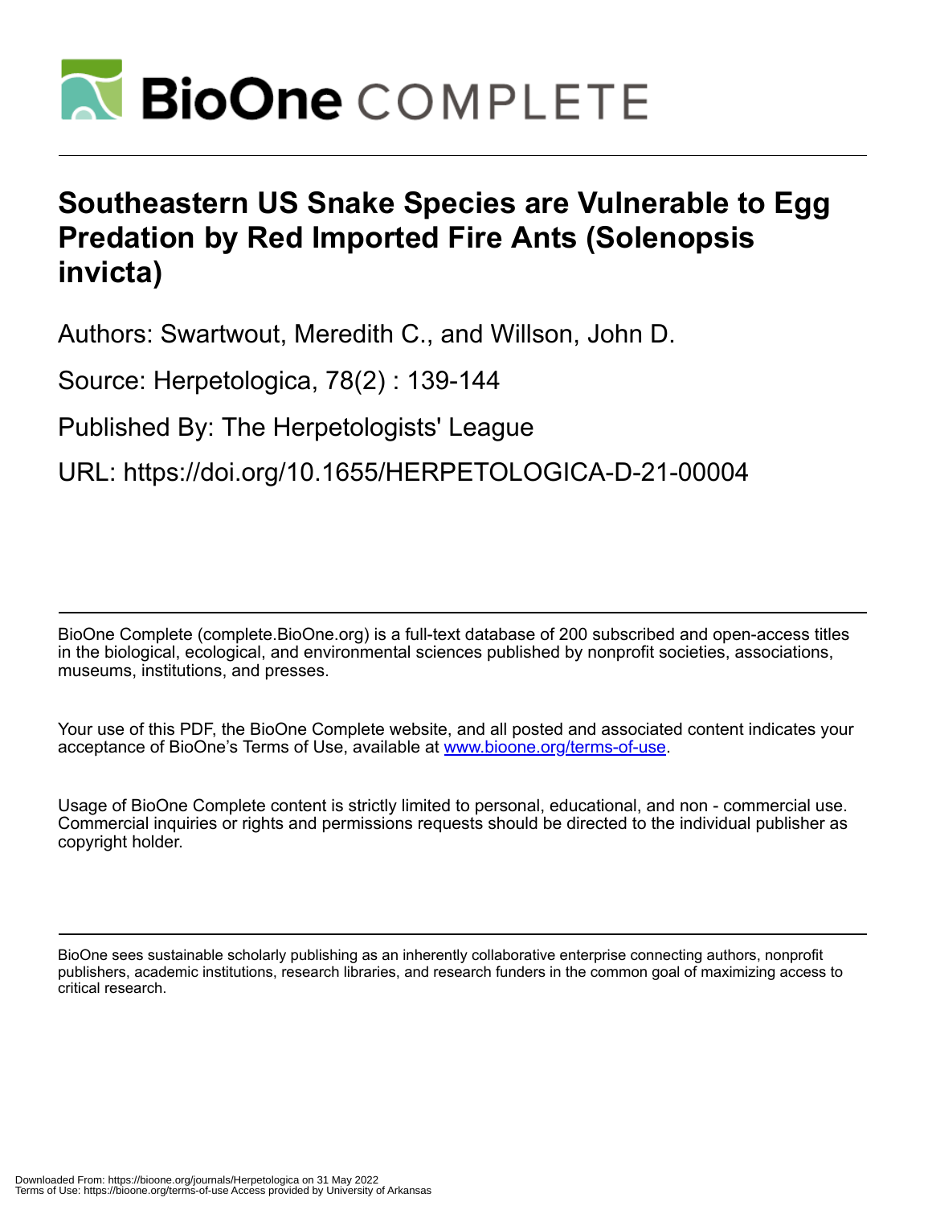# Southeastern US Snake Species are Vulnerable to Egg Predation by Red Imported Fire Ants (Solenopsis invicta)

Authors: Swartwout, Meredith C., and Willson, John D.

Source: Herpetologica, 78(2) : 139-144

Published By: The Herpetologists' League

URL: https://doi.org/10.1655/HERPETOLOGICA-D-21-00004

---

BioOne Complete (complete.BioOne.org) is a full-text database of 200 subscribed and open-access titles in the biological, ecological, and environmental sciences published by nonprofit societies, associations, museums, institutions, and presses.

Your use of this PDF, the BioOne Complete website, and all posted and associated content indicates your acceptance of BioOne's Terms of Use, available at www.bioone.org/terms-of-use.

Usage of BioOne Complete content is strictly limited to personal, educational, and non - commercial use. Commercial inquiries or rights and permissions requests should be directed to the individual publisher as copyright holder.

---

BioOne sees sustainable scholarly publishing as an inherently collaborative enterprise connecting authors, nonprofit publishers, academic institutions, research libraries, and research funders in the common goal of maximizing access to critical research.

Downloaded From: https://bioone.org/journals/Herpetologica on 31 May 2022
Terms of Use: https://bioone.org/terms-of-use Access provided by University of Arkansas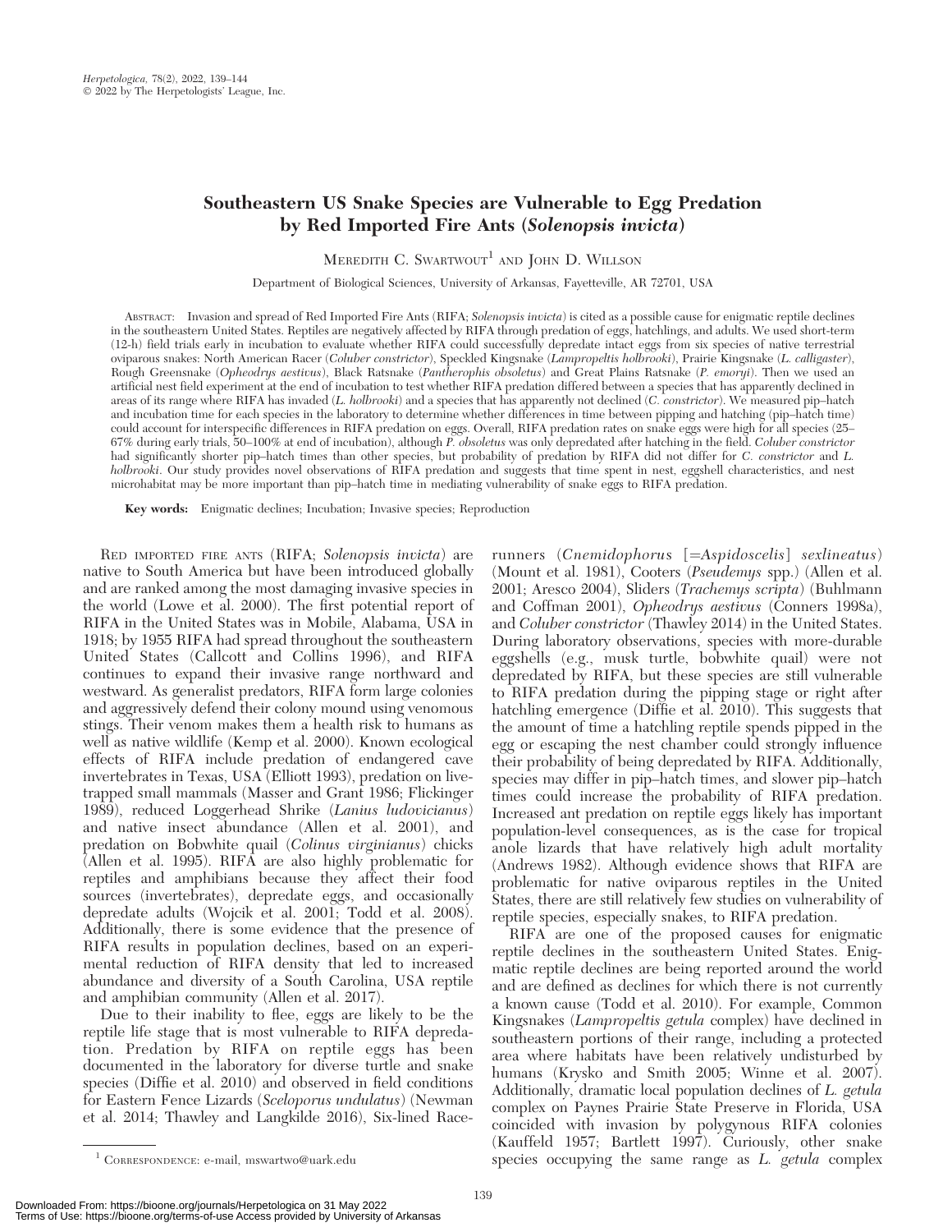# Southeastern US Snake Species are Vulnerable to Egg Predation by Red Imported Fire Ants (*Solenopsis invicta*)

Meredith C. Swartwout[1] and John D. Willson

Department of Biological Sciences, University of Arkansas, Fayetteville, AR 72701, USA

Abstract: Invasion and spread of Red Imported Fire Ants (RIFA; *Solenopsis invicta*) is cited as a possible cause for enigmatic reptile declines in the southeastern United States. Reptiles are negatively affected by RIFA through predation of eggs, hatchlings, and adults. We used short-term (12-h) field trials early in incubation to evaluate whether RIFA could successfully depredate intact eggs from six species of native terrestrial oviparous snakes: North American Racer (*Coluber constrictor*), Speckled Kingsnake (*Lampropeltis holbrooki*), Prairie Kingsnake (*L. calligaster*), Rough Greensnake (*Opheodrys aestivus*), Black Ratsnake (*Pantherophis obsoletus*) and Great Plains Ratsnake (*P. emoryi*). Then we used an artificial nest field experiment at the end of incubation to test whether RIFA predation differed between a species that has apparently declined in areas of its range where RIFA has invaded (*L. holbrooki*) and a species that has apparently not declined (*C. constrictor*). We measured pip–hatch and incubation time for each species in the laboratory to determine whether differences in time between pipping and hatching (pip–hatch time) could account for interspecific differences in RIFA predation on eggs. Overall, RIFA predation rates on snake eggs were high for all species (25–67% during early trials, 50–100% at end of incubation), although *P. obsoletus* was only depredated after hatching in the field. *Coluber constrictor* had significantly shorter pip–hatch times than other species, but probability of predation by RIFA did not differ for *C. constrictor* and *L. holbrooki*. Our study provides novel observations of RIFA predation and suggests that time spent in nest, eggshell characteristics, and nest microhabitat may be more important than pip–hatch time in mediating vulnerability of snake eggs to RIFA predation.

**Key words:** Enigmatic declines; Incubation; Invasive species; Reproduction

Red imported fire ants (RIFA; *Solenopsis invicta*) are native to South America but have been introduced globally and are ranked among the most damaging invasive species in the world (Lowe et al. 2000). The first potential report of RIFA in the United States was in Mobile, Alabama, USA in 1918; by 1955 RIFA had spread throughout the southeastern United States (Callcott and Collins 1996), and RIFA continues to expand their invasive range northward and westward. As generalist predators, RIFA form large colonies and aggressively defend their colony mound using venomous stings. Their venom makes them a health risk to humans as well as native wildlife (Kemp et al. 2000). Known ecological effects of RIFA include predation of endangered cave invertebrates in Texas, USA (Elliott 1993), predation on live-trapped small mammals (Masser and Grant 1986; Flickinger 1989), reduced Loggerhead Shrike (*Lanius ludovicianus*) and native insect abundance (Allen et al. 2001), and predation on Bobwhite quail (*Colinus virginianus*) chicks (Allen et al. 1995). RIFA are also highly problematic for reptiles and amphibians because they affect their food sources (invertebrates), depredate eggs, and occasionally depredate adults (Wojcik et al. 2001; Todd et al. 2008). Additionally, there is some evidence that the presence of RIFA results in population declines, based on an experimental reduction of RIFA density that led to increased abundance and diversity of a South Carolina, USA reptile and amphibian community (Allen et al. 2017).

Due to their inability to flee, eggs are likely to be the reptile life stage that is most vulnerable to RIFA depredation. Predation by RIFA on reptile eggs has been documented in the laboratory for diverse turtle and snake species (Diffie et al. 2010) and observed in field conditions for Eastern Fence Lizards (*Sceloporus undulatus*) (Newman et al. 2014; Thawley and Langkilde 2016), Six-lined Racerunners (*Cnemidophorus* [=*Aspidoscelis*] *sexlineatus*) (Mount et al. 1981), Cooters (*Pseudemys* spp.) (Allen et al. 2001; Aresco 2004), Sliders (*Trachemys scripta*) (Buhlmann and Coffman 2001), *Opheodrys aestivus* (Conners 1998a), and *Coluber constrictor* (Thawley 2014) in the United States. During laboratory observations, species with more-durable eggshells (e.g., musk turtle, bobwhite quail) were not depredated by RIFA, but these species are still vulnerable to RIFA predation during the pipping stage or right after hatchling emergence (Diffie et al. 2010). This suggests that the amount of time a hatchling reptile spends pipped in the egg or escaping the nest chamber could strongly influence their probability of being depredated by RIFA. Additionally, species may differ in pip–hatch times, and slower pip–hatch times could increase the probability of RIFA predation. Increased ant predation on reptile eggs likely has important population-level consequences, as is the case for tropical anole lizards that have relatively high adult mortality (Andrews 1982). Although evidence shows that RIFA are problematic for native oviparous reptiles in the United States, there are still relatively few studies on vulnerability of reptile species, especially snakes, to RIFA predation.

RIFA are one of the proposed causes for enigmatic reptile declines in the southeastern United States. Enigmatic reptile declines are being reported around the world and are defined as declines for which there is not currently a known cause (Todd et al. 2010). For example, Common Kingsnakes (*Lampropeltis getula* complex) have declined in southeastern portions of their range, including a protected area where habitats have been relatively undisturbed by humans (Krysko and Smith 2005; Winne et al. 2007). Additionally, dramatic local population declines of *L. getula* complex on Paynes Prairie State Preserve in Florida, USA coincided with invasion by polygynous RIFA colonies (Kauffeld 1957; Bartlett 1997). Curiously, other snake species occupying the same range as *L. getula* complex

[1] Correspondence: e-mail, mswartwo@uark.edu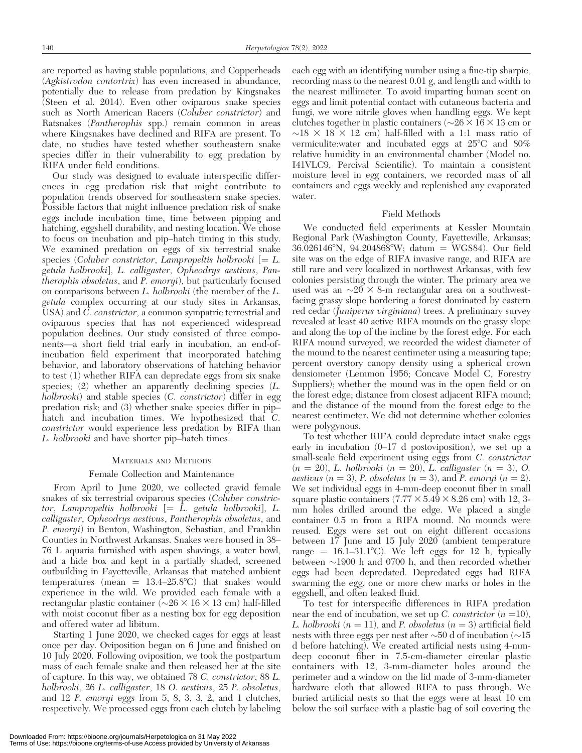are reported as having stable populations, and Copperheads (*Agkistrodon contortrix*) has even increased in abundance, potentially due to release from predation by Kingsnakes (Steen et al. 2014). Even other oviparous snake species such as North American Racers (*Coluber constrictor*) and Ratsnakes (*Pantherophis* spp.) remain common in areas where Kingsnakes have declined and RIFA are present. To date, no studies have tested whether southeastern snake species differ in their vulnerability to egg predation by RIFA under field conditions.

Our study was designed to evaluate interspecific differences in egg predation risk that might contribute to population trends observed for southeastern snake species. Possible factors that might influence predation risk of snake eggs include incubation time, time between pipping and hatching, eggshell durability, and nesting location. We chose to focus on incubation and pip–hatch timing in this study. We examined predation on eggs of six terrestrial snake species (*Coluber constrictor*, *Lampropeltis holbrooki* [= *L. getula holbrooki*], *L. calligaster*, *Opheodrys aestivus*, *Pantherophis obsoletus*, and *P. emoryi*), but particularly focused on comparisons between *L. holbrooki* (the member of the *L. getula* complex occurring at our study sites in Arkansas, USA) and *C. constrictor*, a common sympatric terrestrial and oviparous species that has not experienced widespread population declines. Our study consisted of three components—a short field trial early in incubation, an end-of-incubation field experiment that incorporated hatching behavior, and laboratory observations of hatching behavior to test (1) whether RIFA can depredate eggs from six snake species; (2) whether an apparently declining species (*L. holbrooki*) and stable species (*C. constrictor*) differ in egg predation risk; and (3) whether snake species differ in pip–hatch and incubation times. We hypothesized that *C. constrictor* would experience less predation by RIFA than *L. holbrooki* and have shorter pip–hatch times.

## Materials and Methods

### Female Collection and Maintenance

From April to June 2020, we collected gravid female snakes of six terrestrial oviparous species (*Coluber constrictor*, *Lampropeltis holbrooki* [= *L. getula holbrooki*], *L. calligaster*, *Opheodrys aestivus*, *Pantherophis obsoletus*, and *P. emoryi*) in Benton, Washington, Sebastian, and Franklin Counties in Northwest Arkansas. Snakes were housed in 38–76 L aquaria furnished with aspen shavings, a water bowl, and a hide box and kept in a partially shaded, screened outbuilding in Fayetteville, Arkansas that matched ambient temperatures (mean = 13.4–25.8°C) that snakes would experience in the wild. We provided each female with a rectangular plastic container (~26 × 16 × 13 cm) half-filled with moist coconut fiber as a nesting box for egg deposition and offered water ad libitum.

Starting 1 June 2020, we checked cages for eggs at least once per day. Oviposition began on 6 June and finished on 10 July 2020. Following oviposition, we took the postpartum mass of each female snake and then released her at the site of capture. In this way, we obtained 78 *C. constrictor*, 88 *L. holbrooki*, 26 *L. calligaster*, 18 *O. aestivus*, 25 *P. obsoletus*, and 12 *P. emoryi* eggs from 5, 8, 3, 3, 2, and 1 clutches, respectively. We processed eggs from each clutch by labeling each egg with an identifying number using a fine-tip sharpie, recording mass to the nearest 0.01 g, and length and width to the nearest millimeter. To avoid imparting human scent on eggs and limit potential contact with cutaneous bacteria and fungi, we wore nitrile gloves when handling eggs. We kept clutches together in plastic containers (~26 × 16 × 13 cm or ~18 × 18 × 12 cm) half-filled with a 1:1 mass ratio of vermiculite:water and incubated eggs at 25°C and 80% relative humidity in an environmental chamber (Model no. I41VLC9, Percival Scientific). To maintain a consistent moisture level in egg containers, we recorded mass of all containers and eggs weekly and replenished any evaporated water.

### Field Methods

We conducted field experiments at Kessler Mountain Regional Park (Washington County, Fayetteville, Arkansas; 36.026146°N, 94.204868°W; datum = WGS84). Our field site was on the edge of RIFA invasive range, and RIFA are still rare and very localized in northwest Arkansas, with few colonies persisting through the winter. The primary area we used was an ~20 × 8-m rectangular area on a southwest-facing grassy slope bordering a forest dominated by eastern red cedar (*Juniperus virginiana*) trees. A preliminary survey revealed at least 40 active RIFA mounds on the grassy slope and along the top of the incline by the forest edge. For each RIFA mound surveyed, we recorded the widest diameter of the mound to the nearest centimeter using a measuring tape; percent overstory canopy density using a spherical crown densiometer (Lemmon 1956; Concave Model C, Forestry Suppliers); whether the mound was in the open field or on the forest edge; distance from closest adjacent RIFA mound; and the distance of the mound from the forest edge to the nearest centimeter. We did not determine whether colonies were polygynous.

To test whether RIFA could depredate intact snake eggs early in incubation (0–17 d postoviposition), we set up a small-scale field experiment using eggs from *C. constrictor* ($n$ = 20), *L. holbrooki* ($n$ = 20), *L. calligaster* ($n$ = 3), *O. aestivus* ($n$ = 3), *P. obsoletus* ($n$ = 3), and *P. emoryi* ($n$ = 2). We set individual eggs in 4-mm-deep coconut fiber in small square plastic containers (7.77 × 5.49 × 8.26 cm) with 12, 3-mm holes drilled around the edge. We placed a single container 0.5 m from a RIFA mound. No mounds were reused. Eggs were set out on eight different occasions between 17 June and 15 July 2020 (ambient temperature range = 16.1–31.1°C). We left eggs for 12 h, typically between ~1900 h and 0700 h, and then recorded whether eggs had been depredated. Depredated eggs had RIFA swarming the egg, one or more chew marks or holes in the eggshell, and often leaked fluid.

To test for interspecific differences in RIFA predation near the end of incubation, we set up *C. constrictor* ($n$ =10), *L. holbrooki* ($n$ = 11), and *P. obsoletus* ($n$ = 3) artificial field nests with three eggs per nest after ~50 d of incubation (~15 d before hatching). We created artificial nests using 4-mm-deep coconut fiber in 7.5-cm-diameter circular plastic containers with 12, 3-mm-diameter holes around the perimeter and a window on the lid made of 3-mm-diameter hardware cloth that allowed RIFA to pass through. We buried artificial nests so that the eggs were at least 10 cm below the soil surface with a plastic bag of soil covering the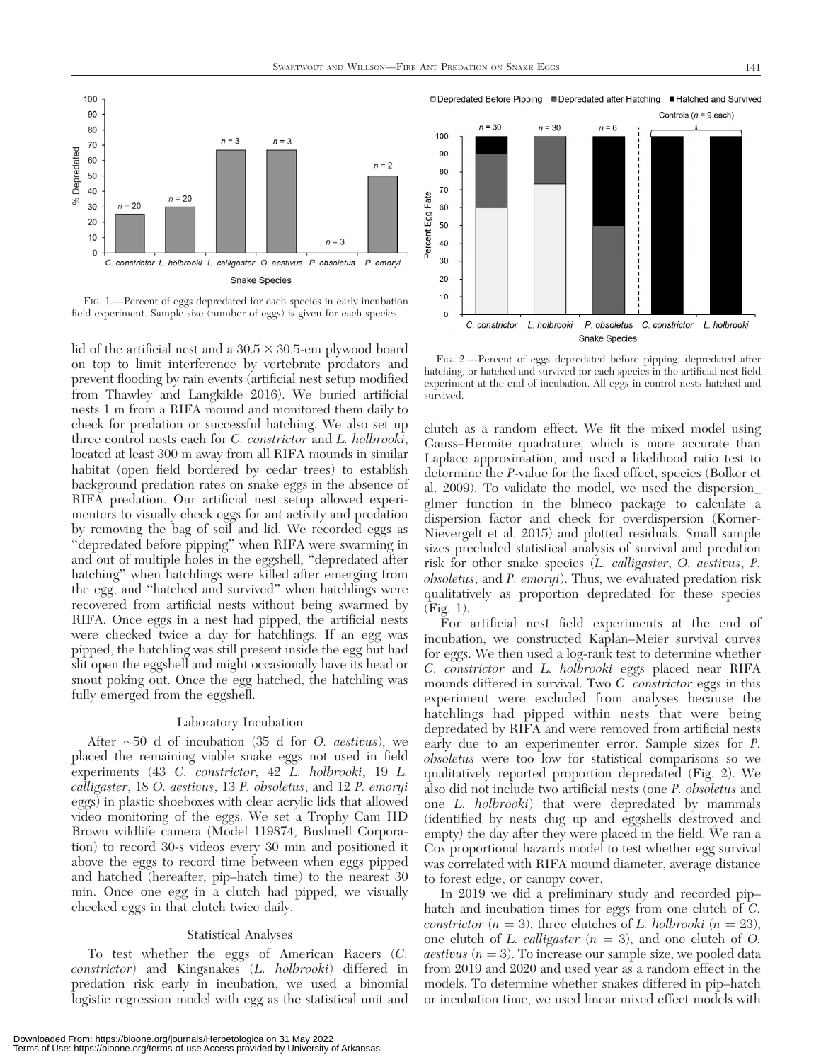FIG. 1.—Percent of eggs depredated for each species in early incubation field experiment. Sample size (number of eggs) is given for each species.

FIG. 2.—Percent of eggs depredated before pipping, depredated after hatching, or hatched and survived for each species in the artificial nest field experiment at the end of incubation. All eggs in control nests hatched and survived.

lid of the artificial nest and a 30.5 × 30.5-cm plywood board on top to limit interference by vertebrate predators and prevent flooding by rain events (artificial nest setup modified from Thawley and Langkilde 2016). We buried artificial nests 1 m from a RIFA mound and monitored them daily to check for predation or successful hatching. We also set up three control nests each for *C. constrictor* and *L. holbrooki*, located at least 300 m away from all RIFA mounds in similar habitat (open field bordered by cedar trees) to establish background predation rates on snake eggs in the absence of RIFA predation. Our artificial nest setup allowed experimenters to visually check eggs for ant activity and predation by removing the bag of soil and lid. We recorded eggs as "depredated before pipping" when RIFA were swarming in and out of multiple holes in the eggshell, "depredated after hatching" when hatchlings were killed after emerging from the egg, and "hatched and survived" when hatchlings were recovered from artificial nests without being swarmed by RIFA. Once eggs in a nest had pipped, the artificial nests were checked twice a day for hatchlings. If an egg was pipped, the hatchling was still present inside the egg but had slit open the eggshell and might occasionally have its head or snout poking out. Once the egg hatched, the hatchling was fully emerged from the eggshell.

### Laboratory Incubation

After ∼50 d of incubation (35 d for *O. aestivus*), we placed the remaining viable snake eggs not used in field experiments (43 *C. constrictor*, 42 *L. holbrooki*, 19 *L. calligaster*, 18 *O. aestivus*, 13 *P. obsoletus*, and 12 *P. emoryi* eggs) in plastic shoeboxes with clear acrylic lids that allowed video monitoring of the eggs. We set a Trophy Cam HD Brown wildlife camera (Model 119874, Bushnell Corporation) to record 30-s videos every 30 min and positioned it above the eggs to record time between when eggs pipped and hatched (hereafter, pip–hatch time) to the nearest 30 min. Once one egg in a clutch had pipped, we visually checked eggs in that clutch twice daily.

### Statistical Analyses

To test whether the eggs of American Racers (*C. constrictor*) and Kingsnakes (*L. holbrooki*) differed in predation risk early in incubation, we used a binomial logistic regression model with egg as the statistical unit and clutch as a random effect. We fit the mixed model using Gauss–Hermite quadrature, which is more accurate than Laplace approximation, and used a likelihood ratio test to determine the *P*-value for the fixed effect, species (Bolker et al. 2009). To validate the model, we used the dispersion_glmer function in the blmeco package to calculate a dispersion factor and check for overdispersion (Korner-Nievergelt et al. 2015) and plotted residuals. Small sample sizes precluded statistical analysis of survival and predation risk for other snake species (*L. calligaster*, *O. aestivus*, *P. obsoletus*, and *P. emoryi*). Thus, we evaluated predation risk qualitatively as proportion depredated for these species (Fig. 1).

For artificial nest field experiments at the end of incubation, we constructed Kaplan–Meier survival curves for eggs. We then used a log-rank test to determine whether *C. constrictor* and *L. holbrooki* eggs placed near RIFA mounds differed in survival. Two *C. constrictor* eggs in this experiment were excluded from analyses because the hatchlings had pipped within nests that were being depredated by RIFA and were removed from artificial nests early due to an experimenter error. Sample sizes for *P. obsoletus* were too low for statistical comparisons so we qualitatively reported proportion depredated (Fig. 2). We also did not include two artificial nests (one *P. obsoletus* and one *L. holbrooki*) that were depredated by mammals (identified by nests dug up and eggshells destroyed and empty) the day after they were placed in the field. We ran a Cox proportional hazards model to test whether egg survival was correlated with RIFA mound diameter, average distance to forest edge, or canopy cover.

In 2019 we did a preliminary study and recorded pip–hatch and incubation times for eggs from one clutch of *C. constrictor* ($n = 3$), three clutches of *L. holbrooki* ($n = 23$), one clutch of *L. calligaster* ($n = 3$), and one clutch of *O. aestivus* ($n = 3$). To increase our sample size, we pooled data from 2019 and 2020 and used year as a random effect in the models. To determine whether snakes differed in pip–hatch or incubation time, we used linear mixed effect models with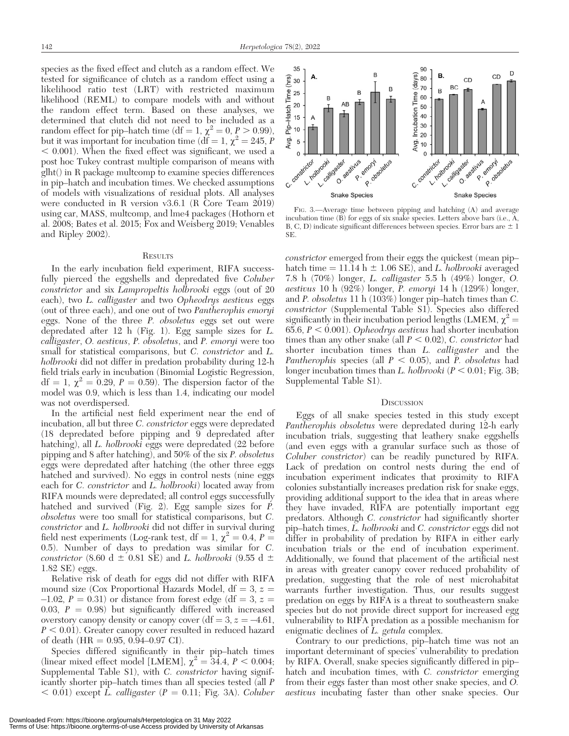species as the fixed effect and clutch as a random effect. We tested for significance of clutch as a random effect using a likelihood ratio test (LRT) with restricted maximum likelihood (REML) to compare models with and without the random effect term. Based on these analyses, we determined that clutch did not need to be included as a random effect for pip–hatch time (df = 1, $\chi^2 = 0$, $P > 0.99$), but it was important for incubation time (df = 1, $\chi^2 = 245$, $P < 0.001$). When the fixed effect was significant, we used a post hoc Tukey contrast multiple comparison of means with glht() in R package multcomp to examine species differences in pip–hatch and incubation times. We checked assumptions of models with visualizations of residual plots. All analyses were conducted in R version v3.6.1 (R Core Team 2019) using car, MASS, multcomp, and lme4 packages (Hothorn et al. 2008; Bates et al. 2015; Fox and Weisberg 2019; Venables and Ripley 2002).

## Results

In the early incubation field experiment, RIFA successfully pierced the eggshells and depredated five *Coluber constrictor* and six *Lampropeltis holbrooki* eggs (out of 20 each), two *L. calligaster* and two *Opheodrys aestivus* eggs (out of three each), and one out of two *Pantherophis emoryi* eggs. None of the three *P. obsoletus* eggs set out were depredated after 12 h (Fig. 1). Egg sample sizes for *L. calligaster*, *O. aestivus*, *P. obsoletus*, and *P. emoryi* were too small for statistical comparisons, but *C. constrictor* and *L. holbrooki* did not differ in predation probability during 12-h field trials early in incubation (Binomial Logistic Regression, df = 1, $\chi^2 = 0.29$, $P = 0.59$). The dispersion factor of the model was 0.9, which is less than 1.4, indicating our model was not overdispersed.

In the artificial nest field experiment near the end of incubation, all but three *C. constrictor* eggs were depredated (18 depredated before pipping and 9 depredated after hatching), all *L. holbrooki* eggs were depredated (22 before pipping and 8 after hatching), and 50% of the six *P. obsoletus* eggs were depredated after hatching (the other three eggs hatched and survived). No eggs in control nests (nine eggs each for *C. constrictor* and *L. holbrooki*) located away from RIFA mounds were depredated; all control eggs successfully hatched and survived (Fig. 2). Egg sample sizes for *P. obsoletus* were too small for statistical comparisons, but *C. constrictor* and *L. holbrooki* did not differ in survival during field nest experiments (Log-rank test, df = 1, $\chi^2 = 0.4$, $P = 0.5$). Number of days to predation was similar for *C. constrictor* (8.60 d ± 0.81 SE) and *L. holbrooki* (9.55 d ± 1.82 SE) eggs.

Relative risk of death for eggs did not differ with RIFA mound size (Cox Proportional Hazards Model, df = 3, $z = -1.02$, $P = 0.31$) or distance from forest edge (df = 3, $z = 0.03$, $P = 0.98$) but significantly differed with increased overstory canopy density or canopy cover (df = 3, $z = -4.61$, $P < 0.01$). Greater canopy cover resulted in reduced hazard of death (HR = 0.95, 0.94–0.97 CI).

Species differed significantly in their pip–hatch times (linear mixed effect model [LMEM], $\chi^2 = 34.4$, $P < 0.004$; Supplemental Table S1), with *C. constrictor* having significantly shorter pip–hatch times than all species tested (all $P < 0.01$) except *L. calligaster* ($P = 0.11$; Fig. 3A). *Coluber constrictor* emerged from their eggs the quickest (mean pip–hatch time = 11.14 h ± 1.06 SE), and *L. holbrooki* averaged 7.8 h (70%) longer, *L. calligaster* 5.5 h (49%) longer, *O. aestivus* 10 h (92%) longer, *P. emoryi* 14 h (129%) longer, and *P. obsoletus* 11 h (103%) longer pip–hatch times than *C. constrictor* (Supplemental Table S1). Species also differed significantly in their incubation period lengths (LMEM, $\chi^2 = 65.6$, $P < 0.001$). *Opheodrys aestivus* had shorter incubation times than any other snake (all $P < 0.02$), *C. constrictor* had shorter incubation times than *L. calligaster* and the *Pantherophis* species (all $P < 0.05$), and *P. obsoletus* had longer incubation times than *L. holbrooki* ($P < 0.01$; Fig. 3B; Supplemental Table S1).

FIG. 3.—Average time between pipping and hatching (A) and average incubation time (B) for eggs of six snake species. Letters above bars (i.e., A, B, C, D) indicate significant differences between species. Error bars are ± 1 SE.

## Discussion

Eggs of all snake species tested in this study except *Pantherophis obsoletus* were depredated during 12-h early incubation trials, suggesting that leathery snake eggshells (and even eggs with a granular surface such as those of *Coluber constrictor*) can be readily punctured by RIFA. Lack of predation on control nests during the end of incubation experiment indicates that proximity to RIFA colonies substantially increases predation risk for snake eggs, providing additional support to the idea that in areas where they have invaded, RIFA are potentially important egg predators. Although *C. constrictor* had significantly shorter pip–hatch times, *L. holbrooki* and *C. constrictor* eggs did not differ in probability of predation by RIFA in either early incubation trials or the end of incubation experiment. Additionally, we found that placement of the artificial nest in areas with greater canopy cover reduced probability of predation, suggesting that the role of nest microhabitat warrants further investigation. Thus, our results suggest predation on eggs by RIFA is a threat to southeastern snake species but do not provide direct support for increased egg vulnerability to RIFA predation as a possible mechanism for enigmatic declines of *L. getula* complex.

Contrary to our predictions, pip–hatch time was not an important determinant of species' vulnerability to predation by RIFA. Overall, snake species significantly differed in pip–hatch and incubation times, with *C. constrictor* emerging from their eggs faster than most other snake species, and *O. aestivus* incubating faster than other snake species. Our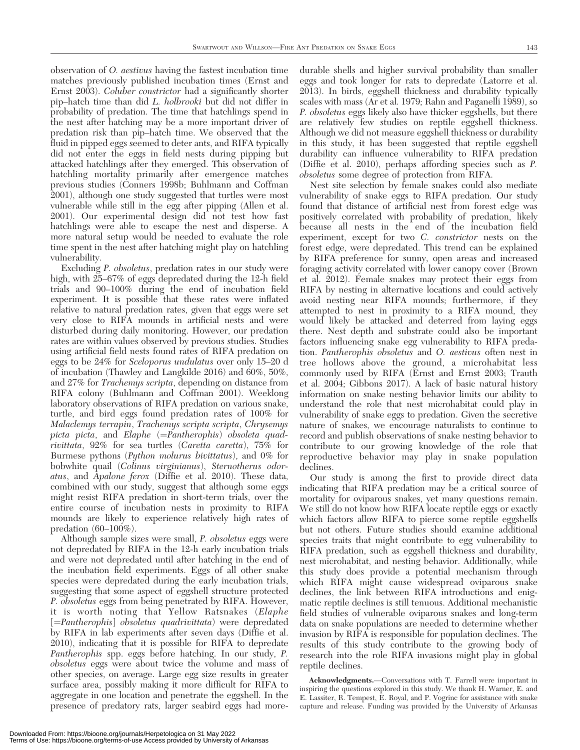observation of *O. aestivus* having the fastest incubation time matches previously published incubation times (Ernst and Ernst 2003). *Coluber constrictor* had a significantly shorter pip–hatch time than did *L. holbrooki* but did not differ in probability of predation. The time that hatchlings spend in the nest after hatching may be a more important driver of predation risk than pip–hatch time. We observed that the fluid in pipped eggs seemed to deter ants, and RIFA typically did not enter the eggs in field nests during pipping but attacked hatchlings after they emerged. This observation of hatchling mortality primarily after emergence matches previous studies (Conners 1998b; Buhlmann and Coffman 2001), although one study suggested that turtles were most vulnerable while still in the egg after pipping (Allen et al. 2001). Our experimental design did not test how fast hatchlings were able to escape the nest and disperse. A more natural setup would be needed to evaluate the role time spent in the nest after hatching might play on hatchling vulnerability.

Excluding *P. obsoletus*, predation rates in our study were high, with 25–67% of eggs depredated during the 12-h field trials and 90–100% during the end of incubation field experiment. It is possible that these rates were inflated relative to natural predation rates, given that eggs were set very close to RIFA mounds in artificial nests and were disturbed during daily monitoring. However, our predation rates are within values observed by previous studies. Studies using artificial field nests found rates of RIFA predation on eggs to be 24% for *Sceloporus undulatus* over only 15–20 d of incubation (Thawley and Langkilde 2016) and 60%, 50%, and 27% for *Trachemys scripta*, depending on distance from RIFA colony (Buhlmann and Coffman 2001). Weeklong laboratory observations of RIFA predation on various snake, turtle, and bird eggs found predation rates of 100% for *Malaclemys terrapin*, *Trachemys scripta scripta*, *Chrysemys picta picta*, and *Elaphe* (=*Pantherophis*) *obsoleta quadrivittata*, 92% for sea turtles (*Caretta caretta*), 75% for Burmese pythons (*Python molurus bivittatus*), and 0% for bobwhite quail (*Colinus virginianus*), *Sternotherus odoratus*, and *Apalone ferox* (Diffie et al. 2010). These data, combined with our study, suggest that although some eggs might resist RIFA predation in short-term trials, over the entire course of incubation nests in proximity to RIFA mounds are likely to experience relatively high rates of predation (60–100%).

Although sample sizes were small, *P. obsoletus* eggs were not depredated by RIFA in the 12-h early incubation trials and were not depredated until after hatching in the end of the incubation field experiments. Eggs of all other snake species were depredated during the early incubation trials, suggesting that some aspect of eggshell structure protected *P. obsoletus* eggs from being penetrated by RIFA. However, it is worth noting that Yellow Ratsnakes (*Elaphe* [=*Pantherophis*] *obsoletus quadrivittata*) were depredated by RIFA in lab experiments after seven days (Diffie et al. 2010), indicating that it is possible for RIFA to depredate *Pantherophis* spp. eggs before hatching. In our study, *P. obsoletus* eggs were about twice the volume and mass of other species, on average. Large egg size results in greater surface area, possibly making it more difficult for RIFA to aggregate in one location and penetrate the eggshell. In the presence of predatory rats, larger seabird eggs had more-durable shells and higher survival probability than smaller eggs and took longer for rats to depredate (Latorre et al. 2013). In birds, eggshell thickness and durability typically scales with mass (Ar et al. 1979; Rahn and Paganelli 1989), so *P. obsoletus* eggs likely also have thicker eggshells, but there are relatively few studies on reptile eggshell thickness. Although we did not measure eggshell thickness or durability in this study, it has been suggested that reptile eggshell durability can influence vulnerability to RIFA predation (Diffie et al. 2010), perhaps affording species such as *P. obsoletus* some degree of protection from RIFA.

Nest site selection by female snakes could also mediate vulnerability of snake eggs to RIFA predation. Our study found that distance of artificial nest from forest edge was positively correlated with probability of predation, likely because all nests in the end of the incubation field experiment, except for two *C. constrictor* nests on the forest edge, were depredated. This trend can be explained by RIFA preference for sunny, open areas and increased foraging activity correlated with lower canopy cover (Brown et al. 2012). Female snakes may protect their eggs from RIFA by nesting in alternative locations and could actively avoid nesting near RIFA mounds; furthermore, if they attempted to nest in proximity to a RIFA mound, they would likely be attacked and deterred from laying eggs there. Nest depth and substrate could also be important factors influencing snake egg vulnerability to RIFA predation. *Pantherophis obsoletus* and *O. aestivus* often nest in tree hollows above the ground, a microhabitat less commonly used by RIFA (Ernst and Ernst 2003; Trauth et al. 2004; Gibbons 2017). A lack of basic natural history information on snake nesting behavior limits our ability to understand the role that nest microhabitat could play in vulnerability of snake eggs to predation. Given the secretive nature of snakes, we encourage naturalists to continue to record and publish observations of snake nesting behavior to contribute to our growing knowledge of the role that reproductive behavior may play in snake population declines.

Our study is among the first to provide direct data indicating that RIFA predation may be a critical source of mortality for oviparous snakes, yet many questions remain. We still do not know how RIFA locate reptile eggs or exactly which factors allow RIFA to pierce some reptile eggshells but not others. Future studies should examine additional species traits that might contribute to egg vulnerability to RIFA predation, such as eggshell thickness and durability, nest microhabitat, and nesting behavior. Additionally, while this study does provide a potential mechanism through which RIFA might cause widespread oviparous snake declines, the link between RIFA introductions and enigmatic reptile declines is still tenuous. Additional mechanistic field studies of vulnerable oviparous snakes and long-term data on snake populations are needed to determine whether invasion by RIFA is responsible for population declines. The results of this study contribute to the growing body of research into the role RIFA invasions might play in global reptile declines.

**Acknowledgments.**—Conversations with T. Farrell were important in inspiring the questions explored in this study. We thank H. Warner, E. and E. Lassiter, R. Tempest, E. Royal, and P. Vogrinc for assistance with snake capture and release. Funding was provided by the University of Arkansas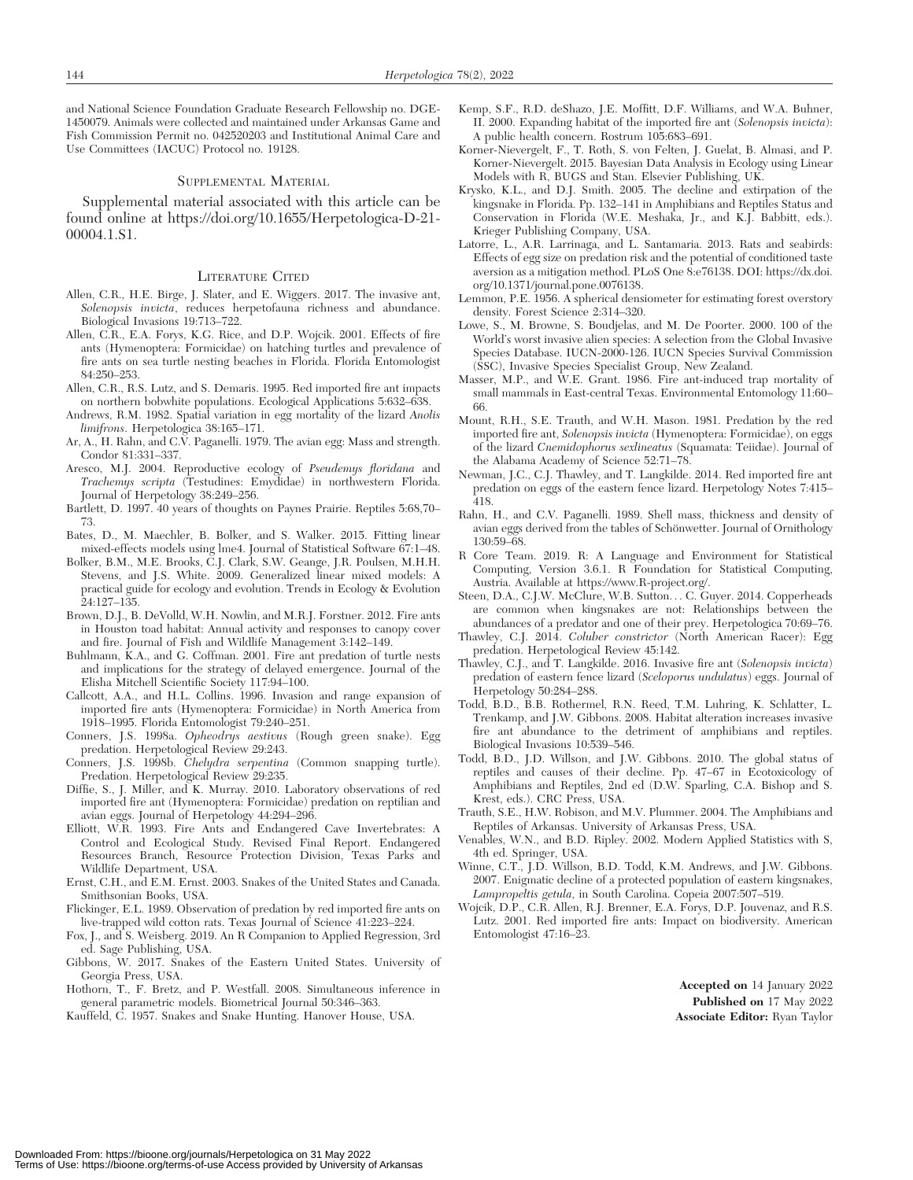and National Science Foundation Graduate Research Fellowship no. DGE-1450079. Animals were collected and maintained under Arkansas Game and Fish Commission Permit no. 042520203 and Institutional Animal Care and Use Committees (IACUC) Protocol no. 19128.

## Supplemental Material

Supplemental material associated with this article can be found online at https://doi.org/10.1655/Herpetologica-D-21-00004.1.S1.

## Literature Cited

Allen, C.R., H.E. Birge, J. Slater, and E. Wiggers. 2017. The invasive ant, *Solenopsis invicta*, reduces herpetofauna richness and abundance. Biological Invasions 19:713–722.

Allen, C.R., E.A. Forys, K.G. Rice, and D.P. Wojcik. 2001. Effects of fire ants (Hymenoptera: Formicidae) on hatching turtles and prevalence of fire ants on sea turtle nesting beaches in Florida. Florida Entomologist 84:250–253.

Allen, C.R., R.S. Lutz, and S. Demaris. 1995. Red imported fire ant impacts on northern bobwhite populations. Ecological Applications 5:632–638.

Andrews, R.M. 1982. Spatial variation in egg mortality of the lizard *Anolis limifrons*. Herpetologica 38:165–171.

Ar, A., H. Rahn, and C.V. Paganelli. 1979. The avian egg: Mass and strength. Condor 81:331–337.

Aresco, M.J. 2004. Reproductive ecology of *Pseudemys floridana* and *Trachemys scripta* (Testudines: Emydidae) in northwestern Florida. Journal of Herpetology 38:249–256.

Bartlett, D. 1997. 40 years of thoughts on Paynes Prairie. Reptiles 5:68,70–73.

Bates, D., M. Maechler, B. Bolker, and S. Walker. 2015. Fitting linear mixed-effects models using lme4. Journal of Statistical Software 67:1–48.

Bolker, B.M., M.E. Brooks, C.J. Clark, S.W. Geange, J.R. Poulsen, M.H.H. Stevens, and J.S. White. 2009. Generalized linear mixed models: A practical guide for ecology and evolution. Trends in Ecology & Evolution 24:127–135.

Brown, D.J., B. DeVolld, W.H. Nowlin, and M.R.J. Forstner. 2012. Fire ants in Houston toad habitat: Annual activity and responses to canopy cover and fire. Journal of Fish and Wildlife Management 3:142–149.

Buhlmann, K.A., and G. Coffman. 2001. Fire ant predation of turtle nests and implications for the strategy of delayed emergence. Journal of the Elisha Mitchell Scientific Society 117:94–100.

Callcott, A.A., and H.L. Collins. 1996. Invasion and range expansion of imported fire ants (Hymenoptera: Formicidae) in North America from 1918–1995. Florida Entomologist 79:240–251.

Conners, J.S. 1998a. *Opheodrys aestivus* (Rough green snake). Egg predation. Herpetological Review 29:243.

Conners, J.S. 1998b. *Chelydra serpentina* (Common snapping turtle). Predation. Herpetological Review 29:235.

Diffie, S., J. Miller, and K. Murray. 2010. Laboratory observations of red imported fire ant (Hymenoptera: Formicidae) predation on reptilian and avian eggs. Journal of Herpetology 44:294–296.

Elliott, W.R. 1993. Fire Ants and Endangered Cave Invertebrates: A Control and Ecological Study. Revised Final Report. Endangered Resources Branch, Resource Protection Division, Texas Parks and Wildlife Department, USA.

Ernst, C.H., and E.M. Ernst. 2003. Snakes of the United States and Canada. Smithsonian Books, USA.

Flickinger, E.L. 1989. Observation of predation by red imported fire ants on live-trapped wild cotton rats. Texas Journal of Science 41:223–224.

Fox, J., and S. Weisberg. 2019. An R Companion to Applied Regression, 3rd ed. Sage Publishing, USA.

Gibbons, W. 2017. Snakes of the Eastern United States. University of Georgia Press, USA.

Hothorn, T., F. Bretz, and P. Westfall. 2008. Simultaneous inference in general parametric models. Biometrical Journal 50:346–363.

Kauffeld, C. 1957. Snakes and Snake Hunting. Hanover House, USA.

Kemp, S.F., R.D. deShazo, J.E. Moffitt, D.F. Williams, and W.A. Buhner, II. 2000. Expanding habitat of the imported fire ant (*Solenopsis invicta*): A public health concern. Rostrum 105:683–691.

Korner-Nievergelt, F., T. Roth, S. von Felten, J. Guelat, B. Almasi, and P. Korner-Nievergelt. 2015. Bayesian Data Analysis in Ecology using Linear Models with R, BUGS and Stan. Elsevier Publishing, UK.

Krysko, K.L., and D.J. Smith. 2005. The decline and extirpation of the kingsnake in Florida. Pp. 132–141 in Amphibians and Reptiles Status and Conservation in Florida (W.E. Meshaka, Jr., and K.J. Babbitt, eds.). Krieger Publishing Company, USA.

Latorre, L., A.R. Larrinaga, and L. Santamaria. 2013. Rats and seabirds: Effects of egg size on predation risk and the potential of conditioned taste aversion as a mitigation method. PLoS One 8:e76138. DOI: https://dx.doi.org/10.1371/journal.pone.0076138.

Lemmon, P.E. 1956. A spherical densiometer for estimating forest overstory density. Forest Science 2:314–320.

Lowe, S., M. Browne, S. Boudjelas, and M. De Poorter. 2000. 100 of the World's worst invasive alien species: A selection from the Global Invasive Species Database. IUCN-2000-126. IUCN Species Survival Commission (SSC), Invasive Species Specialist Group, New Zealand.

Masser, M.P., and W.E. Grant. 1986. Fire ant-induced trap mortality of small mammals in East-central Texas. Environmental Entomology 11:60–66.

Mount, R.H., S.E. Trauth, and W.H. Mason. 1981. Predation by the red imported fire ant, *Solenopsis invicta* (Hymenoptera: Formicidae), on eggs of the lizard *Cnemidophorus sexlineatus* (Squamata: Teiidae). Journal of the Alabama Academy of Science 52:71–78.

Newman, J.C., C.J. Thawley, and T. Langkilde. 2014. Red imported fire ant predation on eggs of the eastern fence lizard. Herpetology Notes 7:415–418.

Rahn, H., and C.V. Paganelli. 1989. Shell mass, thickness and density of avian eggs derived from the tables of Schönwetter. Journal of Ornithology 130:59–68.

R Core Team. 2019. R: A Language and Environment for Statistical Computing, Version 3.6.1. R Foundation for Statistical Computing, Austria. Available at https://www.R-project.org/.

Steen, D.A., C.J.W. McClure, W.B. Sutton… C. Guyer. 2014. Copperheads are common when kingsnakes are not: Relationships between the abundances of a predator and one of their prey. Herpetologica 70:69–76.

Thawley, C.J. 2014. *Coluber constrictor* (North American Racer): Egg predation. Herpetological Review 45:142.

Thawley, C.J., and T. Langkilde. 2016. Invasive fire ant (*Solenopsis invicta*) predation of eastern fence lizard (*Sceloporus undulatus*) eggs. Journal of Herpetology 50:284–288.

Todd, B.D., B.B. Rothermel, R.N. Reed, T.M. Luhring, K. Schlatter, L. Trenkamp, and J.W. Gibbons. 2008. Habitat alteration increases invasive fire ant abundance to the detriment of amphibians and reptiles. Biological Invasions 10:539–546.

Todd, B.D., J.D. Willson, and J.W. Gibbons. 2010. The global status of reptiles and causes of their decline. Pp. 47–67 in Ecotoxicology of Amphibians and Reptiles, 2nd ed (D.W. Sparling, C.A. Bishop and S. Krest, eds.). CRC Press, USA.

Trauth, S.E., H.W. Robison, and M.V. Plummer. 2004. The Amphibians and Reptiles of Arkansas. University of Arkansas Press, USA.

Venables, W.N., and B.D. Ripley. 2002. Modern Applied Statistics with S, 4th ed. Springer, USA.

Winne, C.T., J.D. Willson, B.D. Todd, K.M. Andrews, and J.W. Gibbons. 2007. Enigmatic decline of a protected population of eastern kingsnakes, *Lampropeltis getula*, in South Carolina. Copeia 2007:507–519.

Wojcik, D.P., C.R. Allen, R.J. Brenner, E.A. Forys, D.P. Jouvenaz, and R.S. Lutz. 2001. Red imported fire ants: Impact on biodiversity. American Entomologist 47:16–23.

**Accepted on** 14 January 2022
**Published on** 17 May 2022
**Associate Editor:** Ryan Taylor